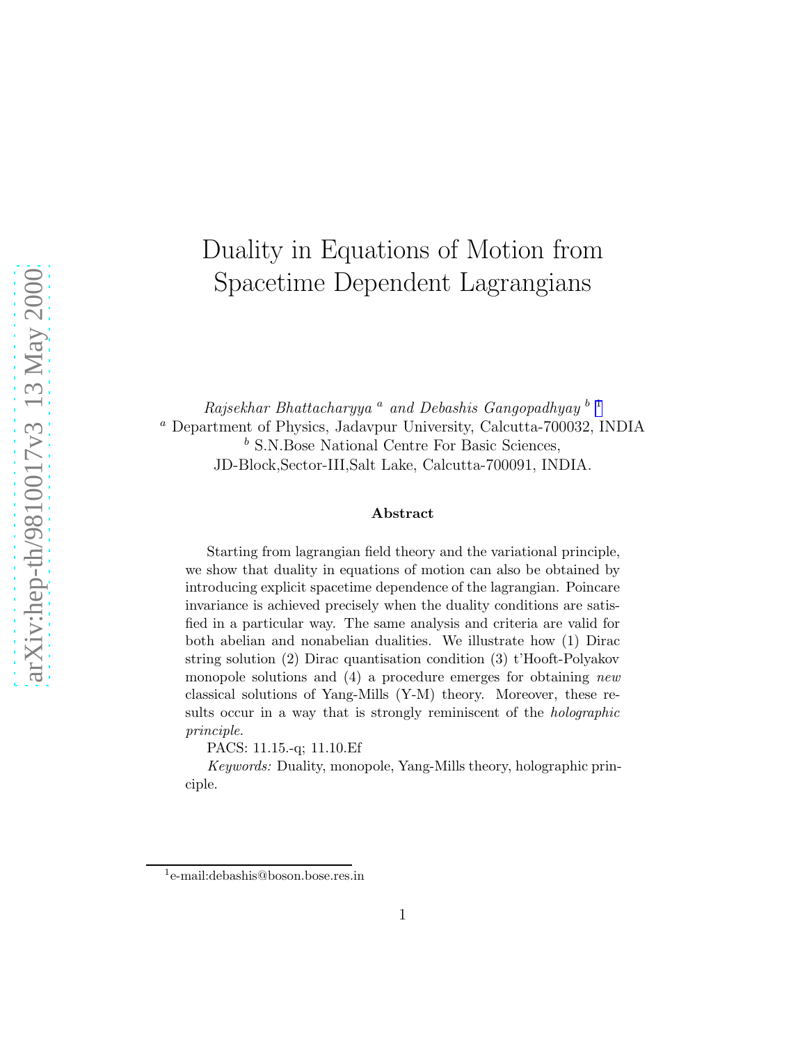# Duality in Equations of Motion from Spacetime Dependent Lagrangians

*Rajsekhar Bhattacharyya* [a] *and Debashis Gangopadhyay* [b] [1]

[a] Department of Physics, Jadavpur University, Calcutta-700032, INDIA

[b] S.N.Bose National Centre For Basic Sciences, JD-Block,Sector-III,Salt Lake, Calcutta-700091, INDIA.

### Abstract

Starting from lagrangian field theory and the variational principle, we show that duality in equations of motion can also be obtained by introducing explicit spacetime dependence of the lagrangian. Poincare invariance is achieved precisely when the duality conditions are satisfied in a particular way. The same analysis and criteria are valid for both abelian and nonabelian dualities. We illustrate how (1) Dirac string solution (2) Dirac quantisation condition (3) t'Hooft-Polyakov monopole solutions and (4) a procedure emerges for obtaining *new* classical solutions of Yang-Mills (Y-M) theory. Moreover, these results occur in a way that is strongly reminiscent of the *holographic principle*.

PACS: 11.15.-q; 11.10.Ef

*Keywords:* Duality, monopole, Yang-Mills theory, holographic principle.

---

[1] e-mail:debashis@boson.bose.res.in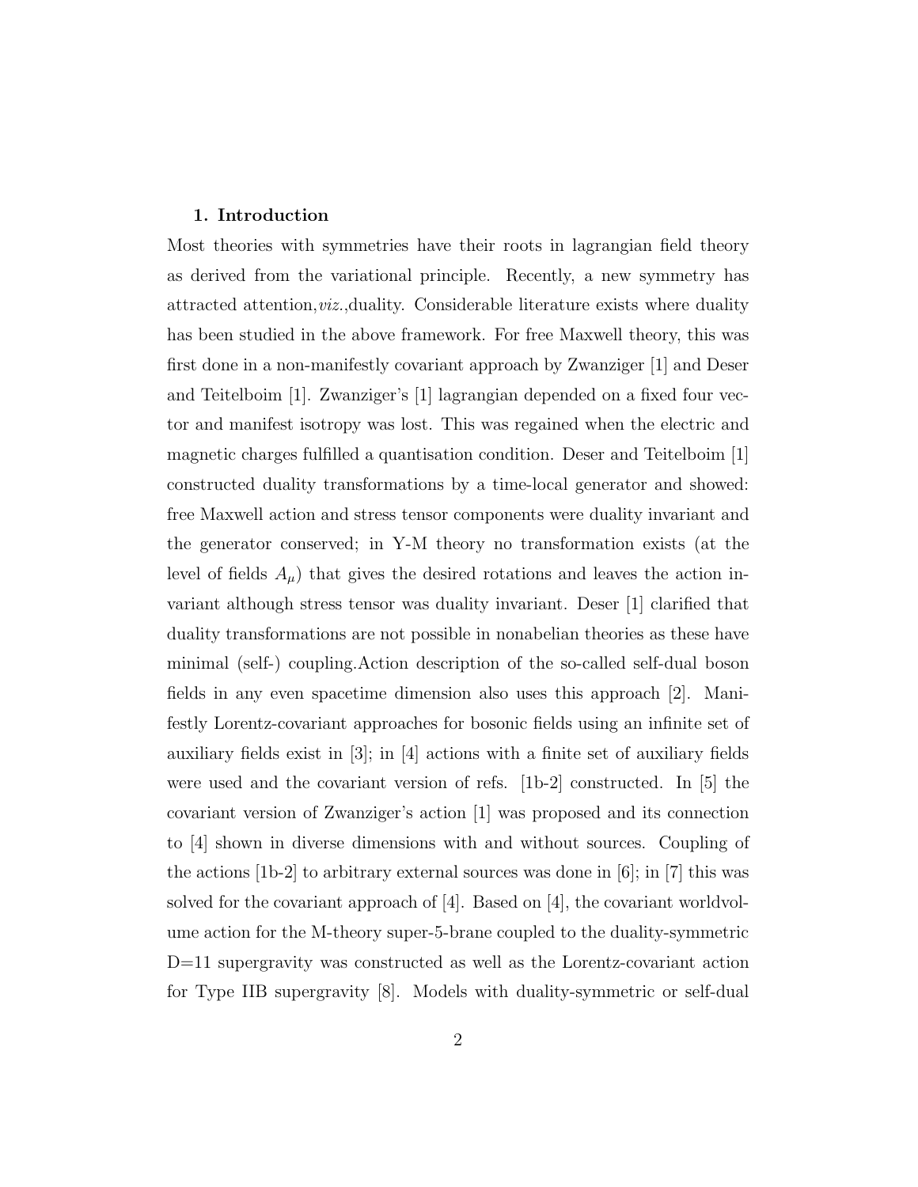## 1. Introduction

Most theories with symmetries have their roots in lagrangian field theory as derived from the variational principle. Recently, a new symmetry has attracted attention,*viz.*,duality. Considerable literature exists where duality has been studied in the above framework. For free Maxwell theory, this was first done in a non-manifestly covariant approach by Zwanziger [1] and Deser and Teitelboim [1]. Zwanziger's [1] lagrangian depended on a fixed four vector and manifest isotropy was lost. This was regained when the electric and magnetic charges fulfilled a quantisation condition. Deser and Teitelboim [1] constructed duality transformations by a time-local generator and showed: free Maxwell action and stress tensor components were duality invariant and the generator conserved; in Y-M theory no transformation exists (at the level of fields $A_\mu$) that gives the desired rotations and leaves the action invariant although stress tensor was duality invariant. Deser [1] clarified that duality transformations are not possible in nonabelian theories as these have minimal (self-) coupling.Action description of the so-called self-dual boson fields in any even spacetime dimension also uses this approach [2]. Manifestly Lorentz-covariant approaches for bosonic fields using an infinite set of auxiliary fields exist in [3]; in [4] actions with a finite set of auxiliary fields were used and the covariant version of refs. [1b-2] constructed. In [5] the covariant version of Zwanziger's action [1] was proposed and its connection to [4] shown in diverse dimensions with and without sources. Coupling of the actions [1b-2] to arbitrary external sources was done in [6]; in [7] this was solved for the covariant approach of [4]. Based on [4], the covariant worldvolume action for the M-theory super-5-brane coupled to the duality-symmetric D=11 supergravity was constructed as well as the Lorentz-covariant action for Type IIB supergravity [8]. Models with duality-symmetric or self-dual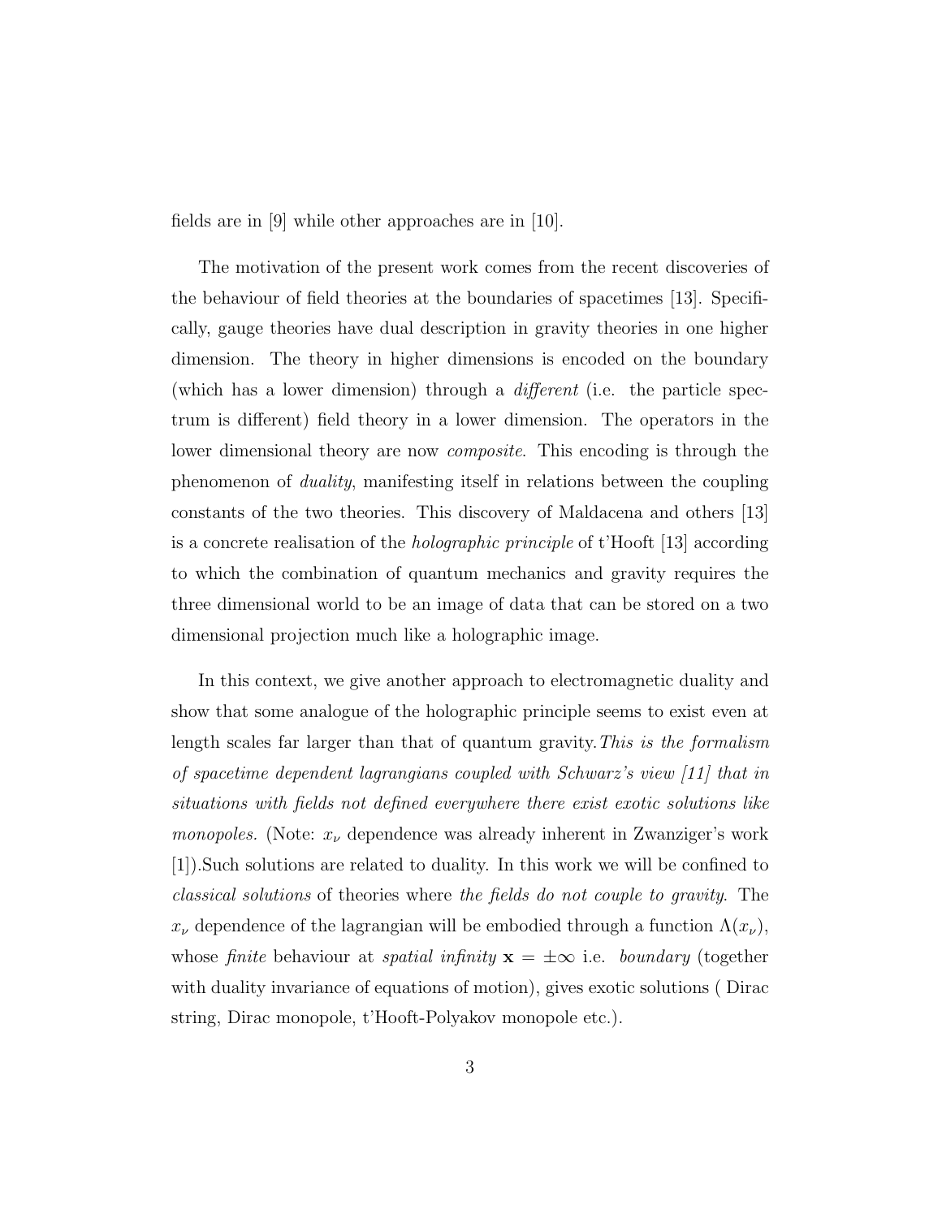fields are in [9] while other approaches are in [10].

The motivation of the present work comes from the recent discoveries of the behaviour of field theories at the boundaries of spacetimes [13]. Specifically, gauge theories have dual description in gravity theories in one higher dimension. The theory in higher dimensions is encoded on the boundary (which has a lower dimension) through a *different* (i.e. the particle spectrum is different) field theory in a lower dimension. The operators in the lower dimensional theory are now *composite*. This encoding is through the phenomenon of *duality*, manifesting itself in relations between the coupling constants of the two theories. This discovery of Maldacena and others [13] is a concrete realisation of the *holographic principle* of t'Hooft [13] according to which the combination of quantum mechanics and gravity requires the three dimensional world to be an image of data that can be stored on a two dimensional projection much like a holographic image.

In this context, we give another approach to electromagnetic duality and show that some analogue of the holographic principle seems to exist even at length scales far larger than that of quantum gravity. *This is the formalism of spacetime dependent lagrangians coupled with Schwarz's view [11] that in situations with fields not defined everywhere there exist exotic solutions like monopoles.* (Note: $x_\nu$ dependence was already inherent in Zwanziger's work [1]).Such solutions are related to duality. In this work we will be confined to *classical solutions* of theories where *the fields do not couple to gravity*. The $x_\nu$ dependence of the lagrangian will be embodied through a function $\Lambda(x_\nu)$, whose *finite* behaviour at *spatial infinity* $\mathbf{x} = \pm\infty$ i.e. *boundary* (together with duality invariance of equations of motion), gives exotic solutions ( Dirac string, Dirac monopole, t'Hooft-Polyakov monopole etc.).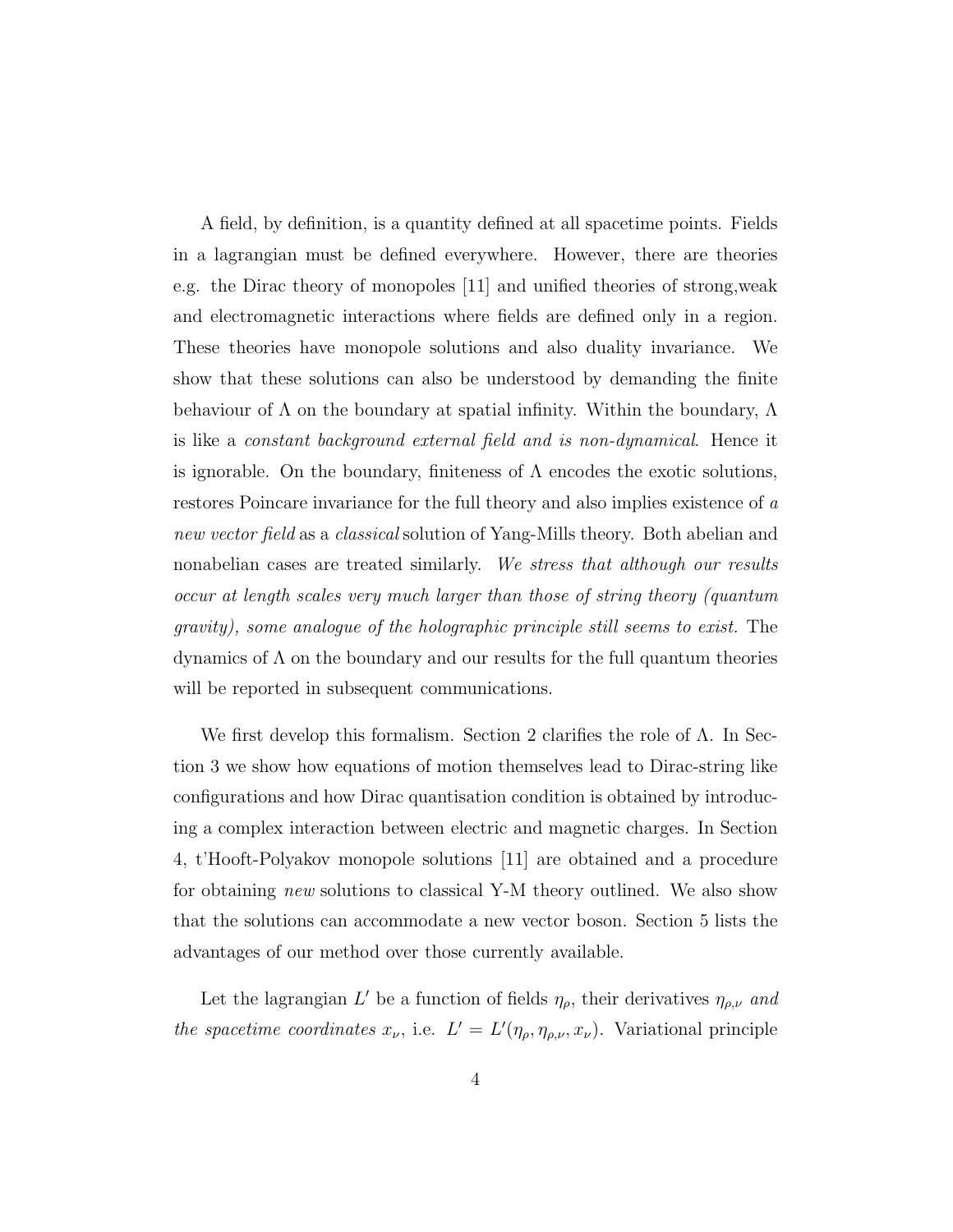A field, by definition, is a quantity defined at all spacetime points. Fields in a lagrangian must be defined everywhere. However, there are theories e.g. the Dirac theory of monopoles [11] and unified theories of strong,weak and electromagnetic interactions where fields are defined only in a region. These theories have monopole solutions and also duality invariance. We show that these solutions can also be understood by demanding the finite behaviour of $\Lambda$ on the boundary at spatial infinity. Within the boundary, $\Lambda$ is like a *constant background external field and is non-dynamical*. Hence it is ignorable. On the boundary, finiteness of $\Lambda$ encodes the exotic solutions, restores Poincare invariance for the full theory and also implies existence of *a new vector field* as a *classical* solution of Yang-Mills theory. Both abelian and nonabelian cases are treated similarly. *We stress that although our results occur at length scales very much larger than those of string theory (quantum gravity), some analogue of the holographic principle still seems to exist.* The dynamics of $\Lambda$ on the boundary and our results for the full quantum theories will be reported in subsequent communications.

We first develop this formalism. Section 2 clarifies the role of $\Lambda$. In Section 3 we show how equations of motion themselves lead to Dirac-string like configurations and how Dirac quantisation condition is obtained by introducing a complex interaction between electric and magnetic charges. In Section 4, t'Hooft-Polyakov monopole solutions [11] are obtained and a procedure for obtaining *new* solutions to classical Y-M theory outlined. We also show that the solutions can accommodate a new vector boson. Section 5 lists the advantages of our method over those currently available.

Let the lagrangian $L'$ be a function of fields $\eta_\rho$, their derivatives $\eta_{\rho,\nu}$ *and the spacetime coordinates* $x_\nu$, i.e. $L' = L'(\eta_\rho, \eta_{\rho,\nu}, x_\nu)$. Variational principle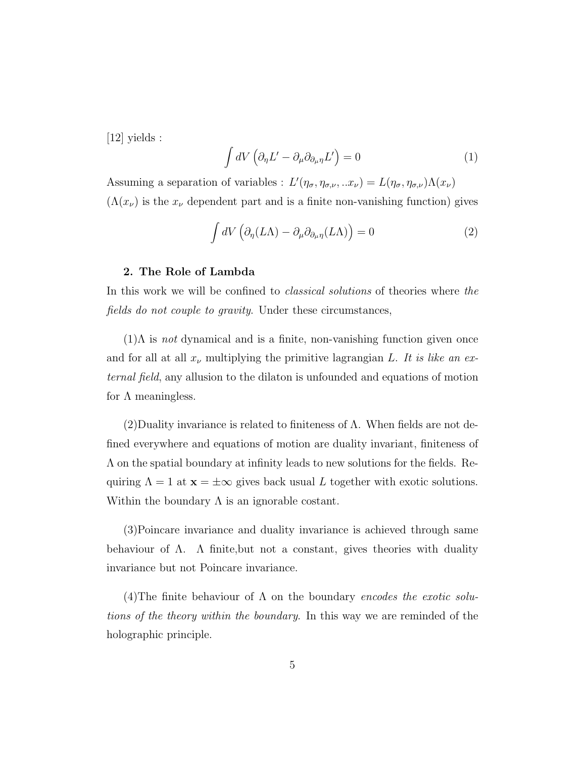[12] yields :

$$\int dV \left(\partial_\eta L' - \partial_\mu \partial_{\partial_\mu \eta} L'\right) = 0 \tag{1}$$

Assuming a separation of variables : $L'(\eta_\sigma, \eta_{\sigma,\nu}, ..x_\nu) = L(\eta_\sigma, \eta_{\sigma,\nu})\Lambda(x_\nu)$ ($\Lambda(x_\nu)$ is the $x_\nu$ dependent part and is a finite non-vanishing function) gives

$$\int dV \left(\partial_\eta (L\Lambda) - \partial_\mu \partial_{\partial_\mu \eta}(L\Lambda)\right) = 0 \tag{2}$$

### 2. The Role of Lambda

In this work we will be confined to *classical solutions* of theories where *the fields do not couple to gravity*. Under these circumstances,

(1)$\Lambda$ is *not* dynamical and is a finite, non-vanishing function given once and for all at all $x_\nu$ multiplying the primitive lagrangian $L$. *It is like an external field*, any allusion to the dilaton is unfounded and equations of motion for $\Lambda$ meaningless.

(2)Duality invariance is related to finiteness of $\Lambda$. When fields are not defined everywhere and equations of motion are duality invariant, finiteness of $\Lambda$ on the spatial boundary at infinity leads to new solutions for the fields. Requiring $\Lambda = 1$ at $\mathbf{x} = \pm\infty$ gives back usual $L$ together with exotic solutions. Within the boundary $\Lambda$ is an ignorable costant.

(3)Poincare invariance and duality invariance is achieved through same behaviour of $\Lambda$. $\Lambda$ finite,but not a constant, gives theories with duality invariance but not Poincare invariance.

(4)The finite behaviour of $\Lambda$ on the boundary *encodes the exotic solutions of the theory within the boundary*. In this way we are reminded of the holographic principle.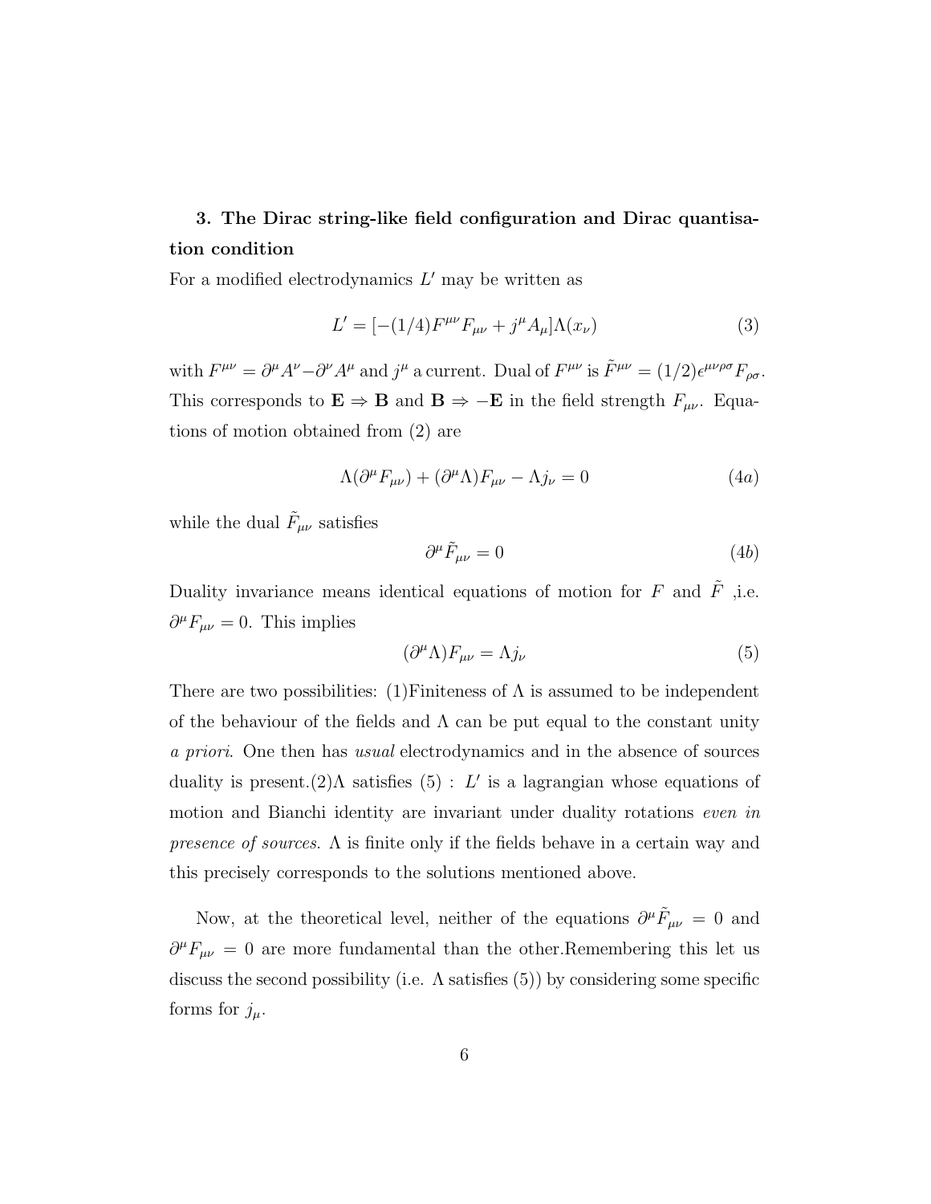**3. The Dirac string-like field configuration and Dirac quantisation condition**

For a modified electrodynamics $L'$ may be written as

$$L' = [-(1/4)F^{\mu\nu}F_{\mu\nu} + j^{\mu}A_{\mu}]\Lambda(x_{\nu}) \tag{3}$$

with $F^{\mu\nu} = \partial^{\mu}A^{\nu} - \partial^{\nu}A^{\mu}$ and $j^{\mu}$ a current. Dual of $F^{\mu\nu}$ is $\tilde{F}^{\mu\nu} = (1/2)\epsilon^{\mu\nu\rho\sigma}F_{\rho\sigma}$. This corresponds to $\mathbf{E} \Rightarrow \mathbf{B}$ and $\mathbf{B} \Rightarrow -\mathbf{E}$ in the field strength $F_{\mu\nu}$. Equations of motion obtained from (2) are

$$\Lambda(\partial^{\mu}F_{\mu\nu}) + (\partial^{\mu}\Lambda)F_{\mu\nu} - \Lambda j_{\nu} = 0 \tag{4a}$$

while the dual $\tilde{F}_{\mu\nu}$ satisfies

$$\partial^{\mu}\tilde{F}_{\mu\nu} = 0 \tag{4b}$$

Duality invariance means identical equations of motion for $F$ and $\tilde{F}$ ,i.e. $\partial^{\mu}F_{\mu\nu} = 0$. This implies

$$(\partial^{\mu}\Lambda)F_{\mu\nu} = \Lambda j_{\nu} \tag{5}$$

There are two possibilities: (1)Finiteness of $\Lambda$ is assumed to be independent of the behaviour of the fields and $\Lambda$ can be put equal to the constant unity *a priori*. One then has *usual* electrodynamics and in the absence of sources duality is present.(2)$\Lambda$ satisfies (5) : $L'$ is a lagrangian whose equations of motion and Bianchi identity are invariant under duality rotations *even in presence of sources*. $\Lambda$ is finite only if the fields behave in a certain way and this precisely corresponds to the solutions mentioned above.

Now, at the theoretical level, neither of the equations $\partial^{\mu}\tilde{F}_{\mu\nu} = 0$ and $\partial^{\mu}F_{\mu\nu} = 0$ are more fundamental than the other.Remembering this let us discuss the second possibility (i.e. $\Lambda$ satisfies (5)) by considering some specific forms for $j_{\mu}$.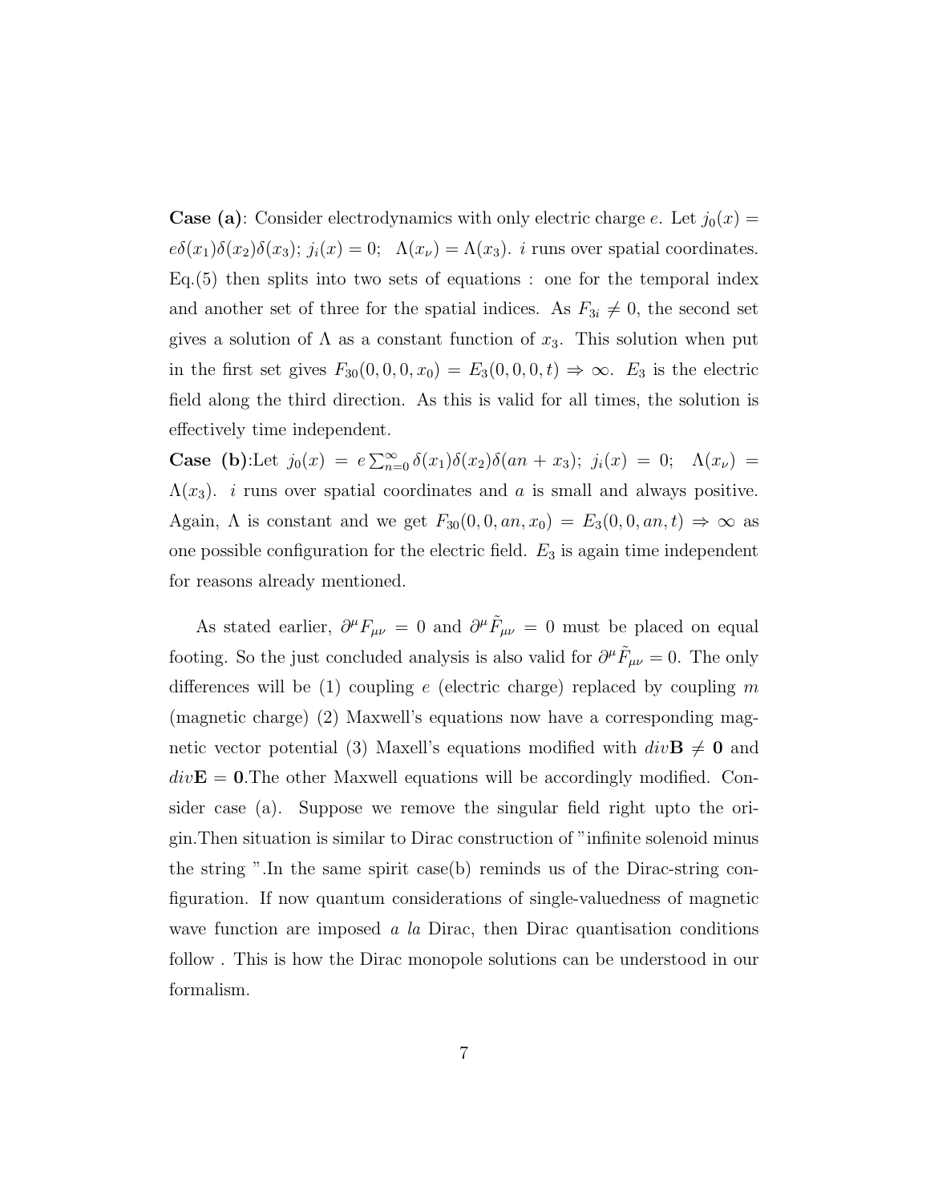**Case (a)**: Consider electrodynamics with only electric charge $e$. Let $j_0(x) = e\delta(x_1)\delta(x_2)\delta(x_3)$; $j_i(x) = 0$; $\Lambda(x_\nu) = \Lambda(x_3)$. $i$ runs over spatial coordinates. Eq.(5) then splits into two sets of equations : one for the temporal index and another set of three for the spatial indices. As $F_{3i} \neq 0$, the second set gives a solution of $\Lambda$ as a constant function of $x_3$. This solution when put in the first set gives $F_{30}(0,0,0,x_0) = E_3(0,0,0,t) \Rightarrow \infty$. $E_3$ is the electric field along the third direction. As this is valid for all times, the solution is effectively time independent.

**Case (b)**:Let $j_0(x) = e\sum_{n=0}^{\infty}\delta(x_1)\delta(x_2)\delta(an + x_3)$; $j_i(x) = 0$; $\Lambda(x_\nu) = \Lambda(x_3)$. $i$ runs over spatial coordinates and $a$ is small and always positive. Again, $\Lambda$ is constant and we get $F_{30}(0,0,an,x_0) = E_3(0,0,an,t) \Rightarrow \infty$ as one possible configuration for the electric field. $E_3$ is again time independent for reasons already mentioned.

As stated earlier, $\partial^\mu F_{\mu\nu} = 0$ and $\partial^\mu \tilde{F}_{\mu\nu} = 0$ must be placed on equal footing. So the just concluded analysis is also valid for $\partial^\mu \tilde{F}_{\mu\nu} = 0$. The only differences will be (1) coupling $e$ (electric charge) replaced by coupling $m$ (magnetic charge) (2) Maxwell's equations now have a corresponding magnetic vector potential (3) Maxell's equations modified with $div\mathbf{B} \neq \mathbf{0}$ and $div\mathbf{E} = \mathbf{0}$.The other Maxwell equations will be accordingly modified. Consider case (a). Suppose we remove the singular field right upto the origin.Then situation is similar to Dirac construction of "infinite solenoid minus the string ".In the same spirit case(b) reminds us of the Dirac-string configuration. If now quantum considerations of single-valuedness of magnetic wave function are imposed *a la* Dirac, then Dirac quantisation conditions follow . This is how the Dirac monopole solutions can be understood in our formalism.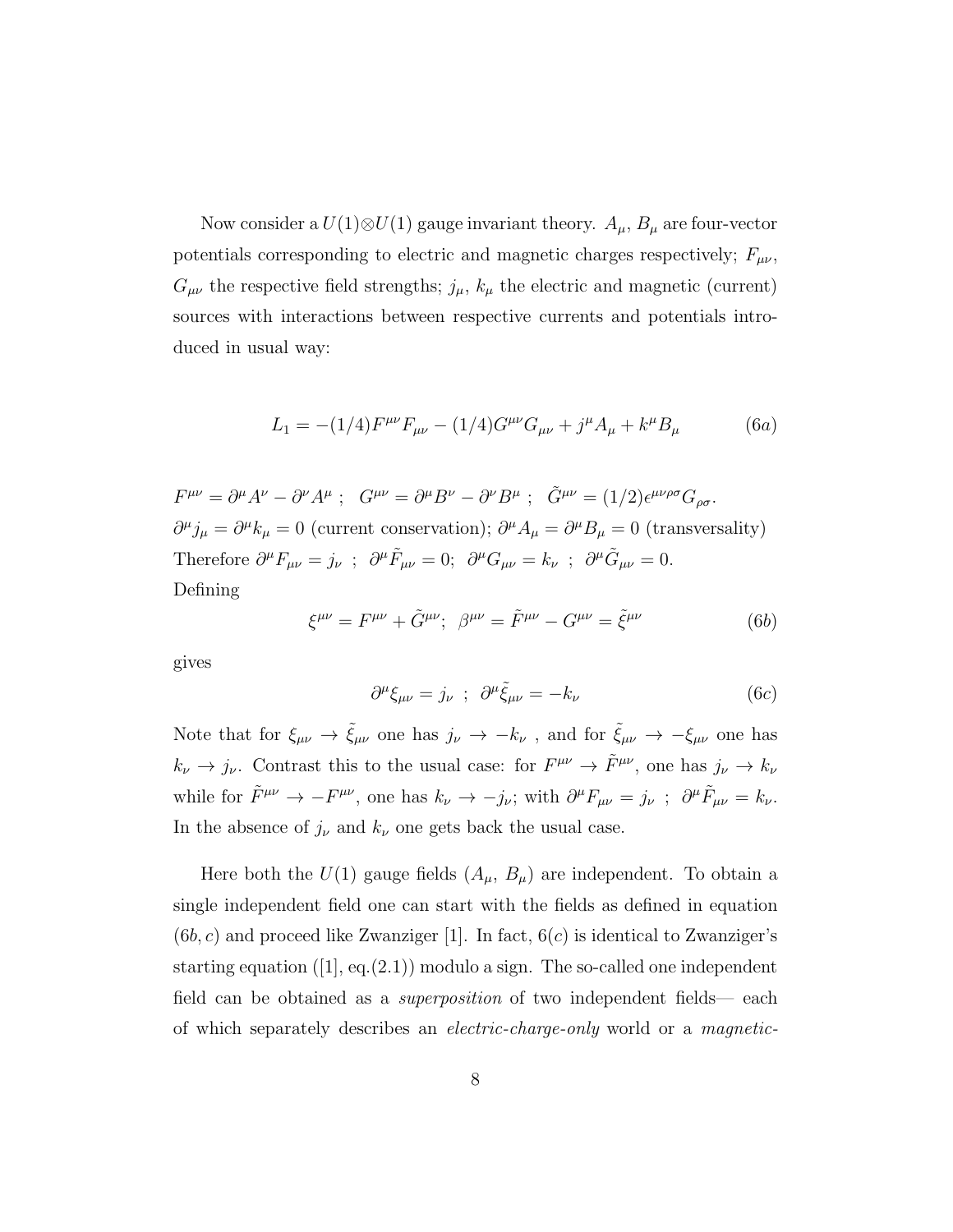Now consider a $U(1) \otimes U(1)$ gauge invariant theory. $A_\mu$, $B_\mu$ are four-vector potentials corresponding to electric and magnetic charges respectively; $F_{\mu\nu}$, $G_{\mu\nu}$ the respective field strengths; $j_\mu$, $k_\mu$ the electric and magnetic (current) sources with interactions between respective currents and potentials introduced in usual way:

$$L_1 = -(1/4)F^{\mu\nu}F_{\mu\nu} - (1/4)G^{\mu\nu}G_{\mu\nu} + j^\mu A_\mu + k^\mu B_\mu \tag{6a}$$

$F^{\mu\nu} = \partial^\mu A^\nu - \partial^\nu A^\mu$ ; $G^{\mu\nu} = \partial^\mu B^\nu - \partial^\nu B^\mu$ ; $\tilde{G}^{\mu\nu} = (1/2)\epsilon^{\mu\nu\rho\sigma}G_{\rho\sigma}$.
$\partial^\mu j_\mu = \partial^\mu k_\mu = 0$ (current conservation); $\partial^\mu A_\mu = \partial^\mu B_\mu = 0$ (transversality)
Therefore $\partial^\mu F_{\mu\nu} = j_\nu$ ; $\partial^\mu \tilde{F}_{\mu\nu} = 0$; $\partial^\mu G_{\mu\nu} = k_\nu$ ; $\partial^\mu \tilde{G}_{\mu\nu} = 0$.
Defining

$$\xi^{\mu\nu} = F^{\mu\nu} + \tilde{G}^{\mu\nu}; \;\; \beta^{\mu\nu} = \tilde{F}^{\mu\nu} - G^{\mu\nu} = \tilde{\xi}^{\mu\nu} \tag{6b}$$

gives

$$\partial^\mu \xi_{\mu\nu} = j_\nu \;\; ; \;\; \partial^\mu \tilde{\xi}_{\mu\nu} = -k_\nu \tag{6c}$$

Note that for $\xi_{\mu\nu} \rightarrow \tilde{\xi}_{\mu\nu}$ one has $j_\nu \rightarrow -k_\nu$ , and for $\tilde{\xi}_{\mu\nu} \rightarrow -\xi_{\mu\nu}$ one has $k_\nu \rightarrow j_\nu$. Contrast this to the usual case: for $F^{\mu\nu} \rightarrow \tilde{F}^{\mu\nu}$, one has $j_\nu \rightarrow k_\nu$ while for $\tilde{F}^{\mu\nu} \rightarrow -F^{\mu\nu}$, one has $k_\nu \rightarrow -j_\nu$; with $\partial^\mu F_{\mu\nu} = j_\nu$ ; $\partial^\mu \tilde{F}_{\mu\nu} = k_\nu$. In the absence of $j_\nu$ and $k_\nu$ one gets back the usual case.

Here both the $U(1)$ gauge fields ($A_\mu$, $B_\mu$) are independent. To obtain a single independent field one can start with the fields as defined in equation $(6b, c)$ and proceed like Zwanziger [1]. In fact, $6(c)$ is identical to Zwanziger's starting equation ([1], eq.(2.1)) modulo a sign. The so-called one independent field can be obtained as a *superposition* of two independent fields— each of which separately describes an *electric-charge-only* world or a *magnetic-*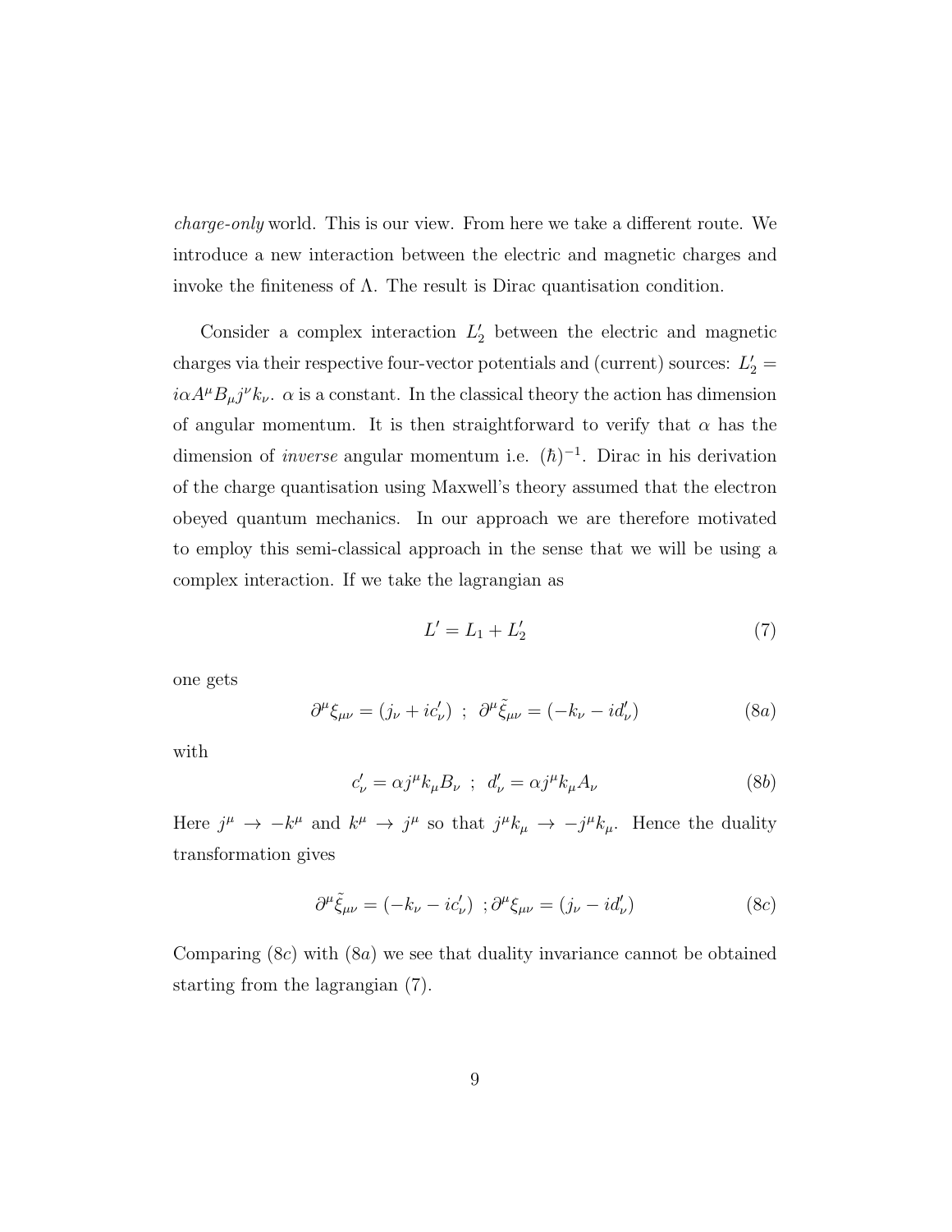*charge-only* world. This is our view. From here we take a different route. We introduce a new interaction between the electric and magnetic charges and invoke the finiteness of $\Lambda$. The result is Dirac quantisation condition.

Consider a complex interaction $L_2'$ between the electric and magnetic charges via their respective four-vector potentials and (current) sources: $L_2' = i\alpha A^\mu B_\mu j^\nu k_\nu$. $\alpha$ is a constant. In the classical theory the action has dimension of angular momentum. It is then straightforward to verify that $\alpha$ has the dimension of *inverse* angular momentum i.e. $(\hbar)^{-1}$. Dirac in his derivation of the charge quantisation using Maxwell's theory assumed that the electron obeyed quantum mechanics. In our approach we are therefore motivated to employ this semi-classical approach in the sense that we will be using a complex interaction. If we take the lagrangian as

$$L' = L_1 + L_2' \tag{7}$$

one gets

$$\partial^\mu \xi_{\mu\nu} = (j_\nu + ic_\nu') \;\; ; \;\; \partial^\mu \tilde{\xi}_{\mu\nu} = (-k_\nu - id_\nu') \tag{8a}$$

with

$$c_\nu' = \alpha j^\mu k_\mu B_\nu \;\; ; \;\; d_\nu' = \alpha j^\mu k_\mu A_\nu \tag{8b}$$

Here $j^\mu \to -k^\mu$ and $k^\mu \to j^\mu$ so that $j^\mu k_\mu \to -j^\mu k_\mu$. Hence the duality transformation gives

$$\partial^\mu \tilde{\xi}_{\mu\nu} = (-k_\nu - ic_\nu') \;\; ; \partial^\mu \xi_{\mu\nu} = (j_\nu - id_\nu') \tag{8c}$$

Comparing (8$c$) with (8$a$) we see that duality invariance cannot be obtained starting from the lagrangian (7).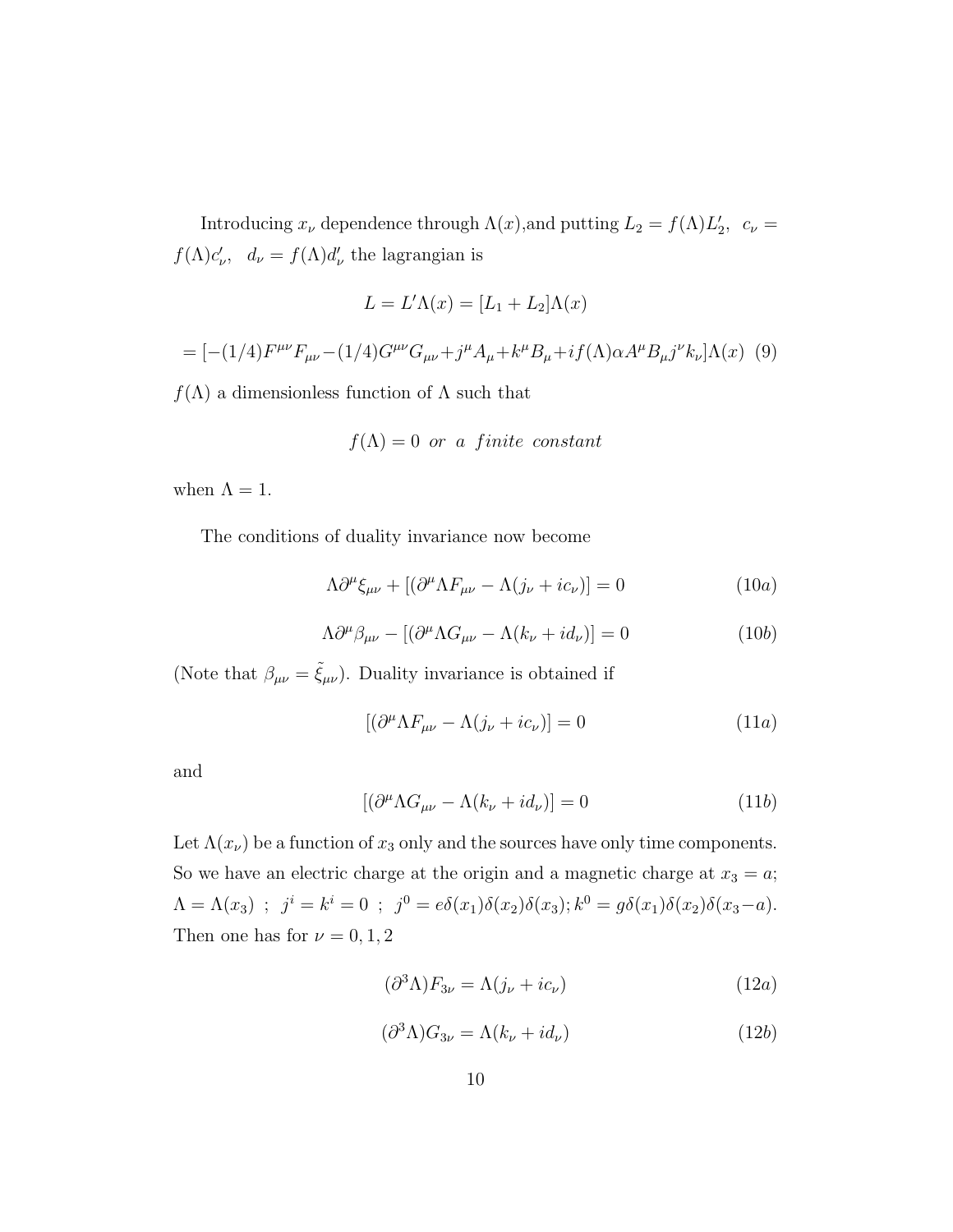Introducing $x_\nu$ dependence through $\Lambda(x)$,and putting $L_2 = f(\Lambda)L_2'$, $c_\nu = f(\Lambda)c_\nu'$, $d_\nu = f(\Lambda)d_\nu'$ the lagrangian is

$$L = L'\Lambda(x) = [L_1 + L_2]\Lambda(x)$$

$$= [-(1/4)F^{\mu\nu}F_{\mu\nu} - (1/4)G^{\mu\nu}G_{\mu\nu} + j^\mu A_\mu + k^\mu B_\mu + if(\Lambda)\alpha A^\mu B_\mu j^\nu k_\nu]\Lambda(x) \quad (9)$$

$f(\Lambda)$ a dimensionless function of $\Lambda$ such that

$$f(\Lambda) = 0 \ \ or \ \ a \ \ finite \ \ constant$$

when $\Lambda = 1$.

The conditions of duality invariance now become

$$\Lambda\partial^\mu\xi_{\mu\nu} + [(\partial^\mu\Lambda F_{\mu\nu} - \Lambda(j_\nu + ic_\nu)] = 0 \quad (10a)$$

$$\Lambda\partial^\mu\beta_{\mu\nu} - [(\partial^\mu\Lambda G_{\mu\nu} - \Lambda(k_\nu + id_\nu)] = 0 \quad (10b)$$

(Note that $\beta_{\mu\nu} = \tilde{\xi}_{\mu\nu}$). Duality invariance is obtained if

$$[(\partial^\mu\Lambda F_{\mu\nu} - \Lambda(j_\nu + ic_\nu)] = 0 \quad (11a)$$

and

$$[(\partial^\mu\Lambda G_{\mu\nu} - \Lambda(k_\nu + id_\nu)] = 0 \quad (11b)$$

Let $\Lambda(x_\nu)$ be a function of $x_3$ only and the sources have only time components. So we have an electric charge at the origin and a magnetic charge at $x_3 = a$; $\Lambda = \Lambda(x_3)$ ; $j^i = k^i = 0$ ; $j^0 = e\delta(x_1)\delta(x_2)\delta(x_3); k^0 = g\delta(x_1)\delta(x_2)\delta(x_3 - a)$. Then one has for $\nu = 0, 1, 2$

$$(\partial^3\Lambda)F_{3\nu} = \Lambda(j_\nu + ic_\nu) \quad (12a)$$

$$(\partial^3\Lambda)G_{3\nu} = \Lambda(k_\nu + id_\nu) \quad (12b)$$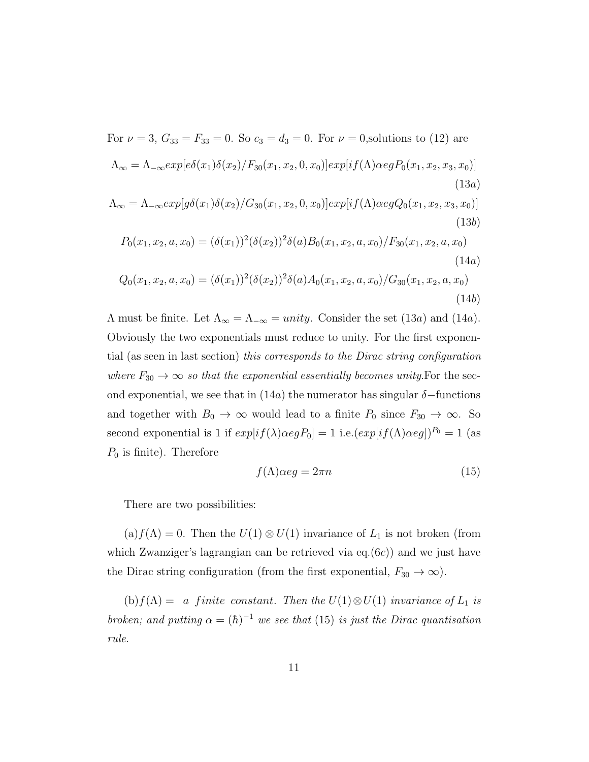For $\nu = 3$, $G_{33} = F_{33} = 0$. So $c_3 = d_3 = 0$. For $\nu = 0$,solutions to (12) are

$$\Lambda_\infty = \Lambda_{-\infty} exp[e\delta(x_1)\delta(x_2)/F_{30}(x_1, x_2, 0, x_0)]exp[if(\Lambda)\alpha eg P_0(x_1, x_2, x_3, x_0)] \tag{13a}$$

$$\Lambda_\infty = \Lambda_{-\infty} exp[g\delta(x_1)\delta(x_2)/G_{30}(x_1, x_2, 0, x_0)]exp[if(\Lambda)\alpha eg Q_0(x_1, x_2, x_3, x_0)] \tag{13b}$$

$$P_0(x_1, x_2, a, x_0) = (\delta(x_1))^2(\delta(x_2))^2\delta(a)B_0(x_1, x_2, a, x_0)/F_{30}(x_1, x_2, a, x_0) \tag{14a}$$

$$Q_0(x_1, x_2, a, x_0) = (\delta(x_1))^2(\delta(x_2))^2\delta(a)A_0(x_1, x_2, a, x_0)/G_{30}(x_1, x_2, a, x_0) \tag{14b}$$

$\Lambda$ must be finite. Let $\Lambda_\infty = \Lambda_{-\infty} = unity$. Consider the set $(13a)$ and $(14a)$. Obviously the two exponentials must reduce to unity. For the first exponential (as seen in last section) *this corresponds to the Dirac string configuration where $F_{30} \to \infty$ so that the exponential essentially becomes unity.*For the second exponential, we see that in $(14a)$ the numerator has singular $\delta-$functions and together with $B_0 \to \infty$ would lead to a finite $P_0$ since $F_{30} \to \infty$. So second exponential is 1 if $exp[if(\lambda)\alpha eg P_0] = 1$ i.e.$(exp[if(\Lambda)\alpha eg])^{P_0} = 1$ (as $P_0$ is finite). Therefore

$$f(\Lambda)\alpha eg = 2\pi n \tag{15}$$

There are two possibilities:

(a)$f(\Lambda) = 0$. Then the $U(1) \otimes U(1)$ invariance of $L_1$ is not broken (from which Zwanziger's lagrangian can be retrieved via eq.$(6c)$) and we just have the Dirac string configuration (from the first exponential, $F_{30} \to \infty$).

(b)$f(\Lambda) =$ *a finite constant. Then the $U(1) \otimes U(1)$ invariance of $L_1$ is broken; and putting $\alpha = (\hbar)^{-1}$ we see that (15) is just the Dirac quantisation rule.*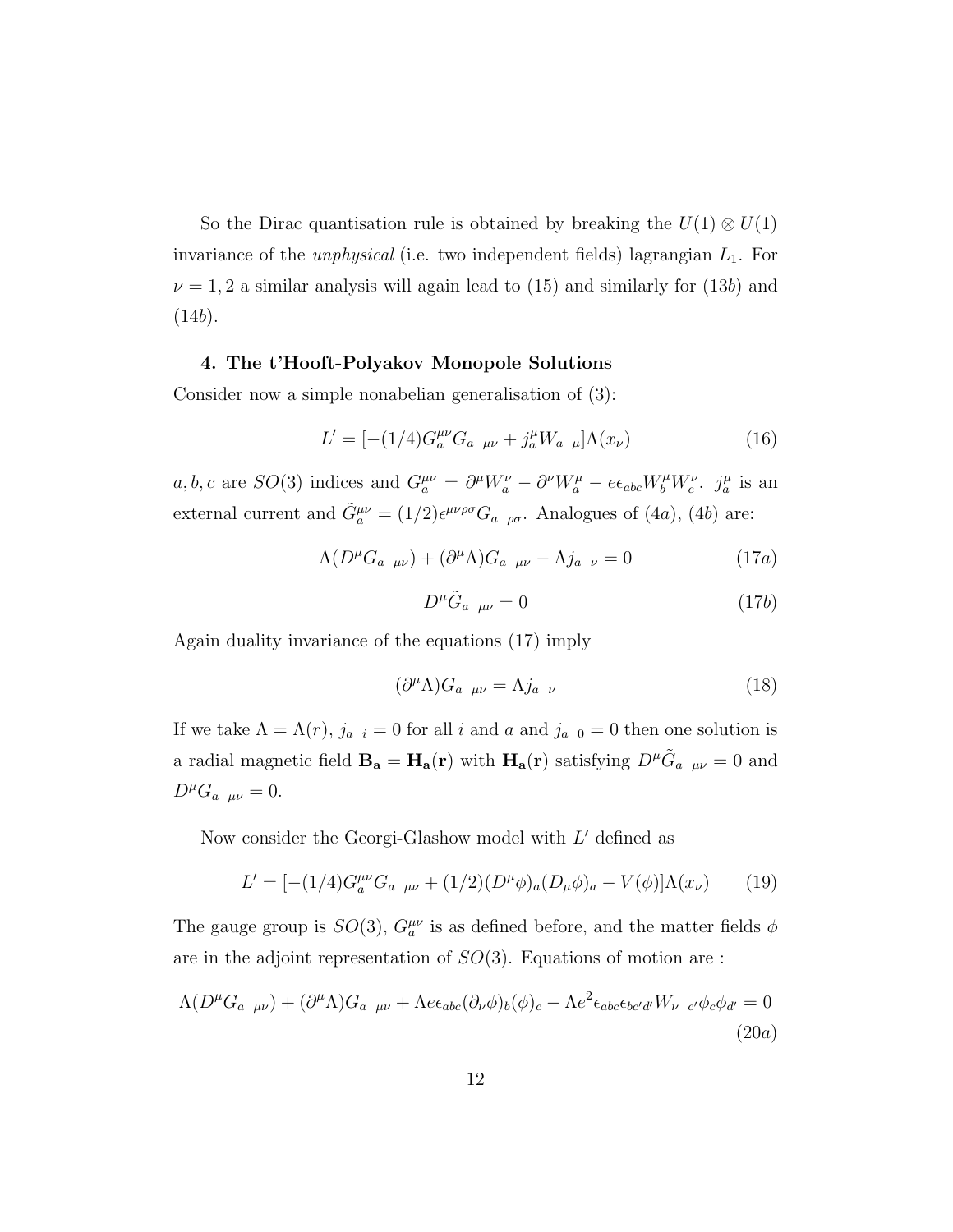So the Dirac quantisation rule is obtained by breaking the $U(1) \otimes U(1)$ invariance of the *unphysical* (i.e. two independent fields) lagrangian $L_1$. For $\nu = 1, 2$ a similar analysis will again lead to (15) and similarly for (13*b*) and (14*b*).

#### 4. The t'Hooft-Polyakov Monopole Solutions

Consider now a simple nonabelian generalisation of (3):

$$L' = [-(1/4)G_a^{\mu\nu}G_{a\ \ \mu\nu} + j_a^\mu W_{a\ \ \mu}]\Lambda(x_\nu) \tag{16}$$

$a, b, c$ are $SO(3)$ indices and $G_a^{\mu\nu} = \partial^\mu W_a^\nu - \partial^\nu W_a^\mu - e\epsilon_{abc}W_b^\mu W_c^\nu$. $j_a^\mu$ is an external current and $\tilde{G}_a^{\mu\nu} = (1/2)\epsilon^{\mu\nu\rho\sigma}G_{a\ \ \rho\sigma}$. Analogues of (4*a*), (4*b*) are:

$$\Lambda(D^\mu G_{a\ \ \mu\nu}) + (\partial^\mu\Lambda)G_{a\ \ \mu\nu} - \Lambda j_{a\ \ \nu} = 0 \tag{17a}$$

$$D^\mu \tilde{G}_{a\ \ \mu\nu} = 0 \tag{17b}$$

Again duality invariance of the equations (17) imply

$$(\partial^\mu\Lambda)G_{a\ \ \mu\nu} = \Lambda j_{a\ \ \nu} \tag{18}$$

If we take $\Lambda = \Lambda(r)$, $j_{a\ \ i} = 0$ for all $i$ and $a$ and $j_{a\ \ 0} = 0$ then one solution is a radial magnetic field $\mathbf{B_a} = \mathbf{H_a}(\mathbf{r})$ with $\mathbf{H_a}(\mathbf{r})$ satisfying $D^\mu \tilde{G}_{a\ \ \mu\nu} = 0$ and $D^\mu G_{a\ \ \mu\nu} = 0$.

Now consider the Georgi-Glashow model with $L'$ defined as

$$L' = [-(1/4)G_a^{\mu\nu}G_{a\ \ \mu\nu} + (1/2)(D^\mu\phi)_a(D_\mu\phi)_a - V(\phi)]\Lambda(x_\nu) \tag{19}$$

The gauge group is $SO(3)$, $G_a^{\mu\nu}$ is as defined before, and the matter fields $\phi$ are in the adjoint representation of $SO(3)$. Equations of motion are :

$$\Lambda(D^\mu G_{a\ \ \mu\nu}) + (\partial^\mu\Lambda)G_{a\ \ \mu\nu} + \Lambda e\epsilon_{abc}(\partial_\nu\phi)_b(\phi)_c - \Lambda e^2\epsilon_{abc}\epsilon_{bc'd'}W_{\nu\ \ c'}\phi_c\phi_{d'} = 0 \tag{20a}$$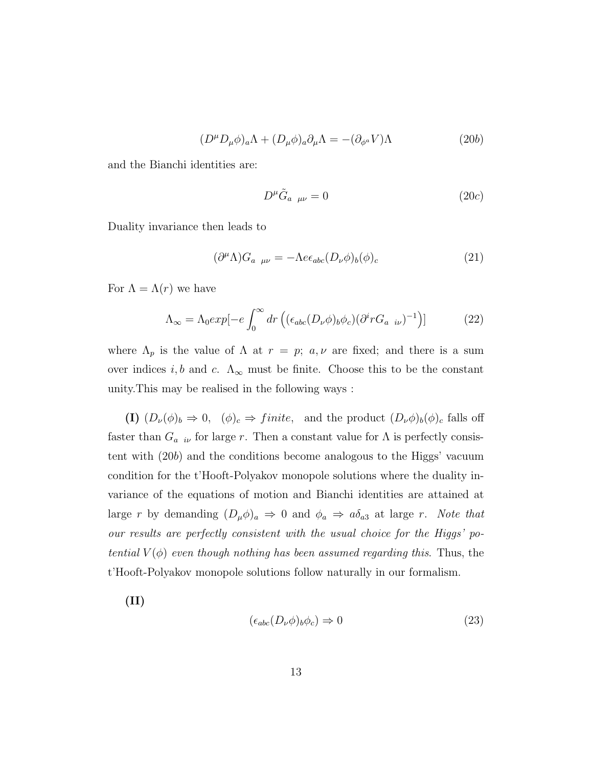$$(D^\mu D_\mu \phi)_a \Lambda + (D_\mu \phi)_a \partial_\mu \Lambda = -(\partial_{\phi^a} V)\Lambda \tag{20b}$$

and the Bianchi identities are:

$$D^\mu \tilde{G}_{a\ \ \mu\nu} = 0 \tag{20c}$$

Duality invariance then leads to

$$(\partial^\mu \Lambda) G_{a\ \ \mu\nu} = -\Lambda e \epsilon_{abc} (D_\nu \phi)_b (\phi)_c \tag{21}$$

For $\Lambda = \Lambda(r)$ we have

$$\Lambda_\infty = \Lambda_0 exp[-e \int_0^\infty dr \left( (\epsilon_{abc} (D_\nu \phi)_b \phi_c)(\partial^i r G_{a\ \ i\nu})^{-1} \right)] \tag{22}$$

where $\Lambda_p$ is the value of $\Lambda$ at $r = p$; $a, \nu$ are fixed; and there is a sum over indices $i, b$ and $c$. $\Lambda_\infty$ must be finite. Choose this to be the constant unity.This may be realised in the following ways :

**(I)** $(D_\nu(\phi)_b \Rightarrow 0, \ \ (\phi)_c \Rightarrow finite,$ and the product $(D_\nu \phi)_b (\phi)_c$ falls off faster than $G_{a\ \ i\nu}$ for large $r$. Then a constant value for $\Lambda$ is perfectly consistent with $(20b)$ and the conditions become analogous to the Higgs' vacuum condition for the t'Hooft-Polyakov monopole solutions where the duality invariance of the equations of motion and Bianchi identities are attained at large $r$ by demanding $(D_\mu \phi)_a \Rightarrow 0$ and $\phi_a \Rightarrow a\delta_{a3}$ at large $r$. *Note that our results are perfectly consistent with the usual choice for the Higgs' potential $V(\phi)$ even though nothing has been assumed regarding this.* Thus, the t'Hooft-Polyakov monopole solutions follow naturally in our formalism.

**(II)**

$$(\epsilon_{abc} (D_\nu \phi)_b \phi_c) \Rightarrow 0 \tag{23}$$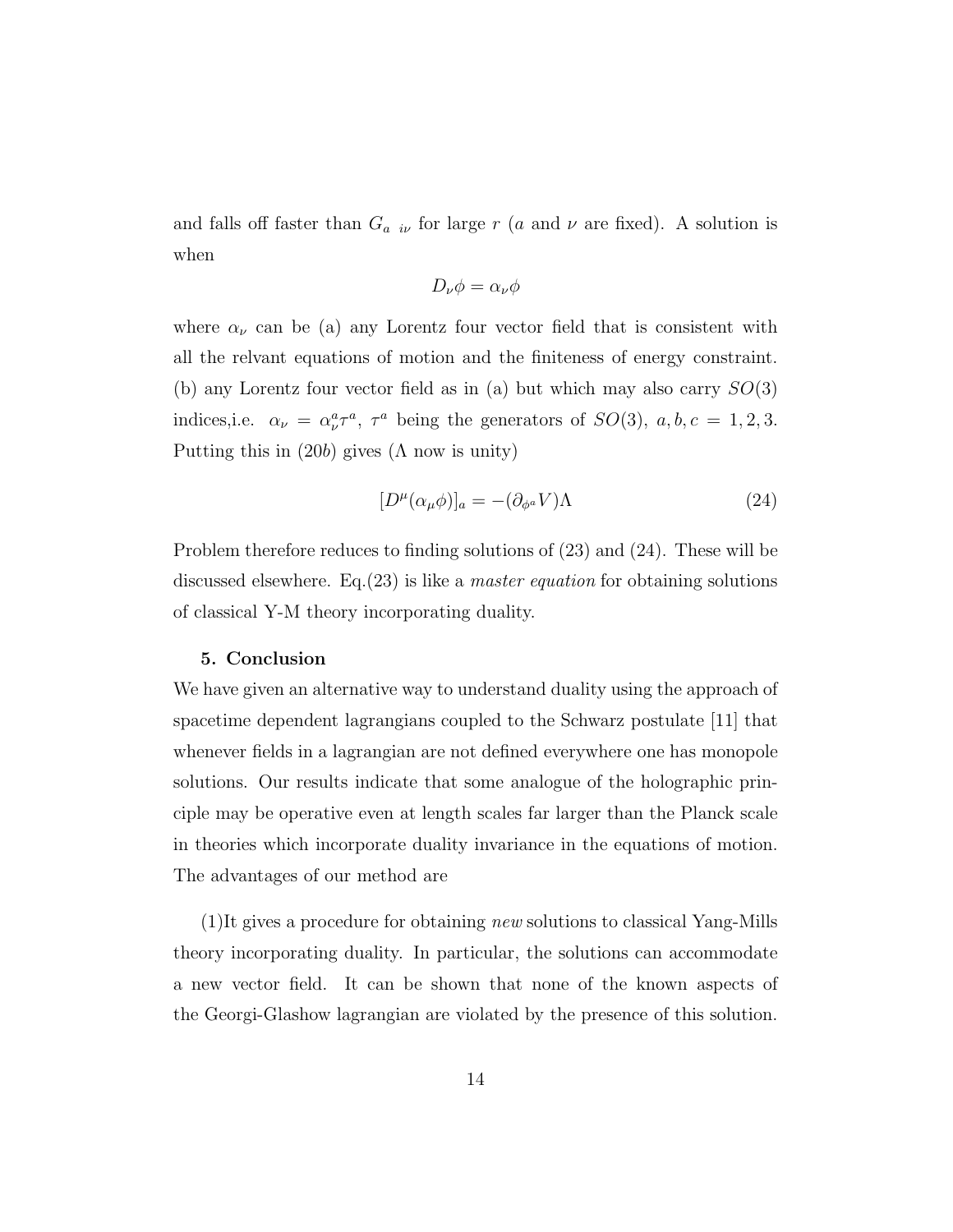and falls off faster than $G_{a\ \ i\nu}$ for large $r$ ($a$ and $\nu$ are fixed). A solution is when

$$D_\nu \phi = \alpha_\nu \phi$$

where $\alpha_\nu$ can be (a) any Lorentz four vector field that is consistent with all the relvant equations of motion and the finiteness of energy constraint. (b) any Lorentz four vector field as in (a) but which may also carry $SO(3)$ indices,i.e. $\alpha_\nu = \alpha_\nu^a \tau^a$, $\tau^a$ being the generators of $SO(3)$, $a, b, c = 1, 2, 3$. Putting this in (20$b$) gives ($\Lambda$ now is unity)

$$[D^\mu(\alpha_\mu \phi)]_a = -(\partial_{\phi^a} V)\Lambda \tag{24}$$

Problem therefore reduces to finding solutions of (23) and (24). These will be discussed elsewhere. Eq.(23) is like a *master equation* for obtaining solutions of classical Y-M theory incorporating duality.

## 5. Conclusion

We have given an alternative way to understand duality using the approach of spacetime dependent lagrangians coupled to the Schwarz postulate [11] that whenever fields in a lagrangian are not defined everywhere one has monopole solutions. Our results indicate that some analogue of the holographic principle may be operative even at length scales far larger than the Planck scale in theories which incorporate duality invariance in the equations of motion. The advantages of our method are

(1)It gives a procedure for obtaining *new* solutions to classical Yang-Mills theory incorporating duality. In particular, the solutions can accommodate a new vector field. It can be shown that none of the known aspects of the Georgi-Glashow lagrangian are violated by the presence of this solution.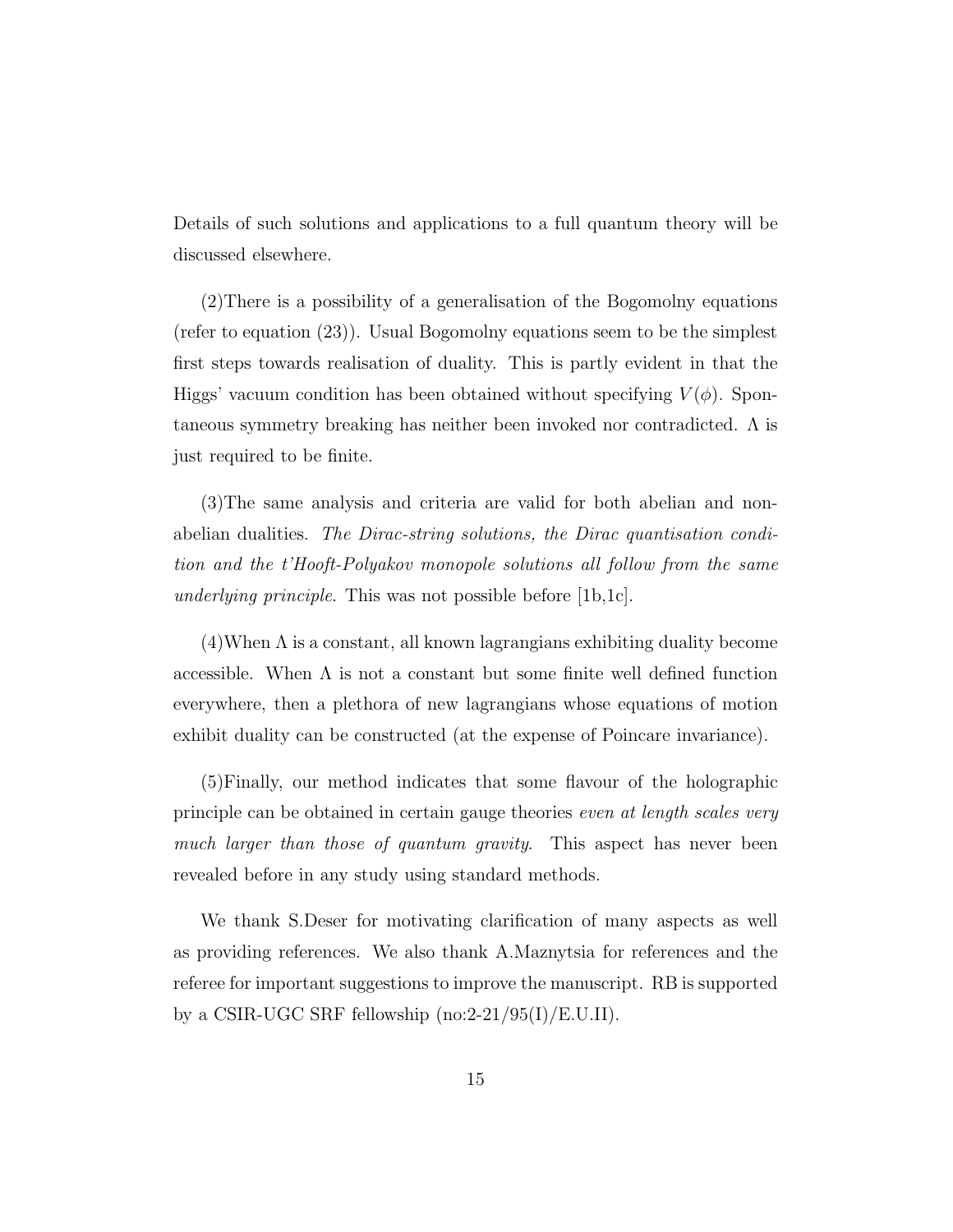Details of such solutions and applications to a full quantum theory will be discussed elsewhere.

(2)There is a possibility of a generalisation of the Bogomolny equations (refer to equation (23)). Usual Bogomolny equations seem to be the simplest first steps towards realisation of duality. This is partly evident in that the Higgs' vacuum condition has been obtained without specifying $V(\phi)$. Spontaneous symmetry breaking has neither been invoked nor contradicted. $\Lambda$ is just required to be finite.

(3)The same analysis and criteria are valid for both abelian and non-abelian dualities. *The Dirac-string solutions, the Dirac quantisation condition and the t'Hooft-Polyakov monopole solutions all follow from the same underlying principle*. This was not possible before [1b,1c].

(4)When $\Lambda$ is a constant, all known lagrangians exhibiting duality become accessible. When $\Lambda$ is not a constant but some finite well defined function everywhere, then a plethora of new lagrangians whose equations of motion exhibit duality can be constructed (at the expense of Poincare invariance).

(5)Finally, our method indicates that some flavour of the holographic principle can be obtained in certain gauge theories *even at length scales very much larger than those of quantum gravity*. This aspect has never been revealed before in any study using standard methods.

We thank S.Deser for motivating clarification of many aspects as well as providing references. We also thank A.Maznytsia for references and the referee for important suggestions to improve the manuscript. RB is supported by a CSIR-UGC SRF fellowship (no:2-21/95(I)/E.U.II).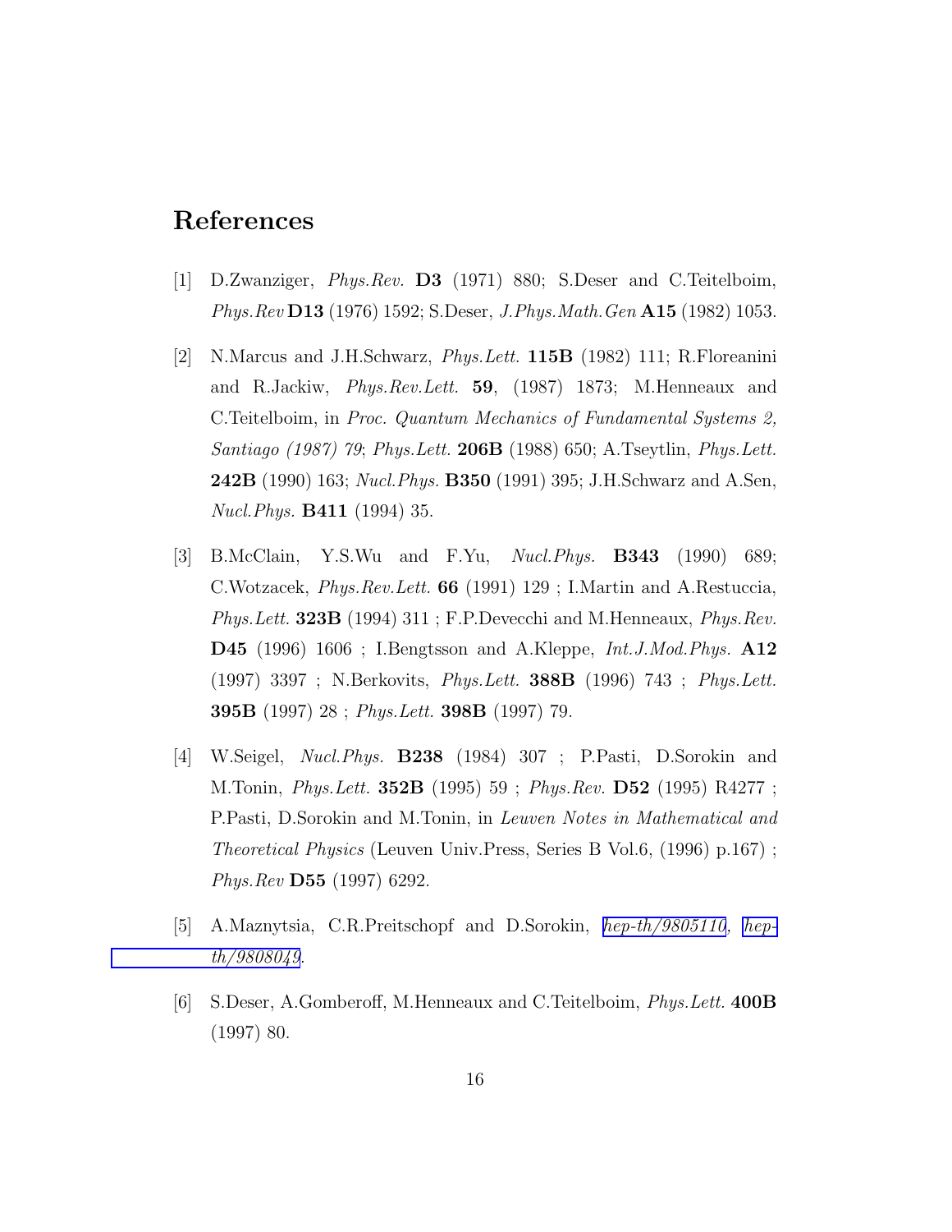# References

[1] D.Zwanziger, *Phys.Rev.* **D3** (1971) 880; S.Deser and C.Teitelboim, *Phys.Rev* **D13** (1976) 1592; S.Deser, *J.Phys.Math.Gen* **A15** (1982) 1053.

[2] N.Marcus and J.H.Schwarz, *Phys.Lett.* **115B** (1982) 111; R.Floreanini and R.Jackiw, *Phys.Rev.Lett.* **59**, (1987) 1873; M.Henneaux and C.Teitelboim, in *Proc. Quantum Mechanics of Fundamental Systems 2, Santiago (1987) 79*; *Phys.Lett.* **206B** (1988) 650; A.Tseytlin, *Phys.Lett.* **242B** (1990) 163; *Nucl.Phys.* **B350** (1991) 395; J.H.Schwarz and A.Sen, *Nucl.Phys.* **B411** (1994) 35.

[3] B.McClain, Y.S.Wu and F.Yu, *Nucl.Phys.* **B343** (1990) 689; C.Wotzacek, *Phys.Rev.Lett.* **66** (1991) 129 ; I.Martin and A.Restuccia, *Phys.Lett.* **323B** (1994) 311 ; F.P.Devecchi and M.Henneaux, *Phys.Rev.* **D45** (1996) 1606 ; I.Bengtsson and A.Kleppe, *Int.J.Mod.Phys.* **A12** (1997) 3397 ; N.Berkovits, *Phys.Lett.* **388B** (1996) 743 ; *Phys.Lett.* **395B** (1997) 28 ; *Phys.Lett.* **398B** (1997) 79.

[4] W.Seigel, *Nucl.Phys.* **B238** (1984) 307 ; P.Pasti, D.Sorokin and M.Tonin, *Phys.Lett.* **352B** (1995) 59 ; *Phys.Rev.* **D52** (1995) R4277 ; P.Pasti, D.Sorokin and M.Tonin, in *Leuven Notes in Mathematical and Theoretical Physics* (Leuven Univ.Press, Series B Vol.6, (1996) p.167) ; *Phys.Rev* **D55** (1997) 6292.

[5] A.Maznytsia, C.R.Preitschopf and D.Sorokin, *hep-th/9805110*, *hep-th/9808049*.

[6] S.Deser, A.Gomberoff, M.Henneaux and C.Teitelboim, *Phys.Lett.* **400B** (1997) 80.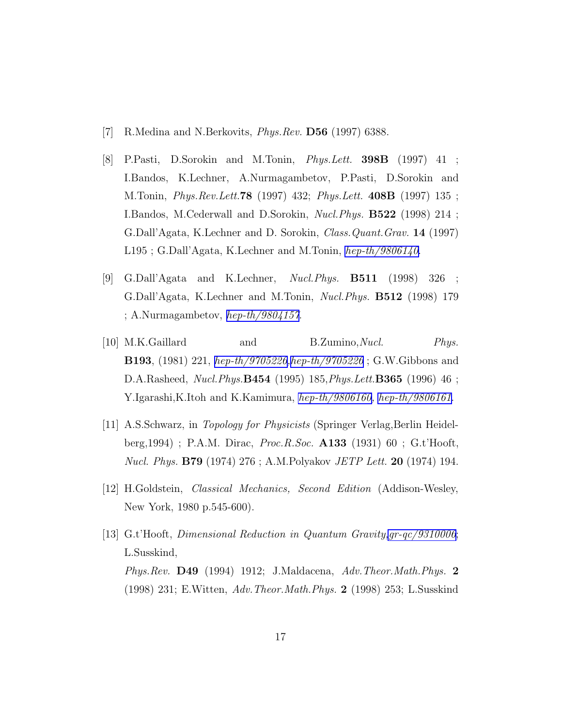[7] R.Medina and N.Berkovits, *Phys.Rev.* **D56** (1997) 6388.

[8] P.Pasti, D.Sorokin and M.Tonin, *Phys.Lett.* **398B** (1997) 41 ; I.Bandos, K.Lechner, A.Nurmagambetov, P.Pasti, D.Sorokin and M.Tonin, *Phys.Rev.Lett.***78** (1997) 432; *Phys.Lett.* **408B** (1997) 135 ; I.Bandos, M.Cederwall and D.Sorokin, *Nucl.Phys.* **B522** (1998) 214 ; G.Dall'Agata, K.Lechner and D. Sorokin, *Class.Quant.Grav.* **14** (1997) L195 ; G.Dall'Agata, K.Lechner and M.Tonin, *hep-th/9806140*.

[9] G.Dall'Agata and K.Lechner, *Nucl.Phys.* **B511** (1998) 326 ; G.Dall'Agata, K.Lechner and M.Tonin, *Nucl.Phys.* **B512** (1998) 179 ; A.Nurmagambetov, *hep-th/9804157*.

[10] M.K.Gaillard and B.Zumino,*Nucl. Phys.* **B193**, (1981) 221, *hep-th/9705226*,*hep-th/9705226* ; G.W.Gibbons and D.A.Rasheed, *Nucl.Phys.***B454** (1995) 185,*Phys.Lett.***B365** (1996) 46 ; Y.Igarashi,K.Itoh and K.Kamimura, *hep-th/9806160*, *hep-th/9806161*.

[11] A.S.Schwarz, in *Topology for Physicists* (Springer Verlag,Berlin Heidelberg,1994) ; P.A.M. Dirac, *Proc.R.Soc.* **A133** (1931) 60 ; G.t'Hooft, *Nucl. Phys.* **B79** (1974) 276 ; A.M.Polyakov *JETP Lett.* **20** (1974) 194.

[12] H.Goldstein, *Classical Mechanics, Second Edition* (Addison-Wesley, New York, 1980 p.545-600).

[13] G.t'Hooft, *Dimensional Reduction in Quantum Gravity*,*gr-qc/9310006*; L.Susskind, *Phys.Rev.* **D49** (1994) 1912; J.Maldacena, *Adv.Theor.Math.Phys.* **2** (1998) 231; E.Witten, *Adv.Theor.Math.Phys.* **2** (1998) 253; L.Susskind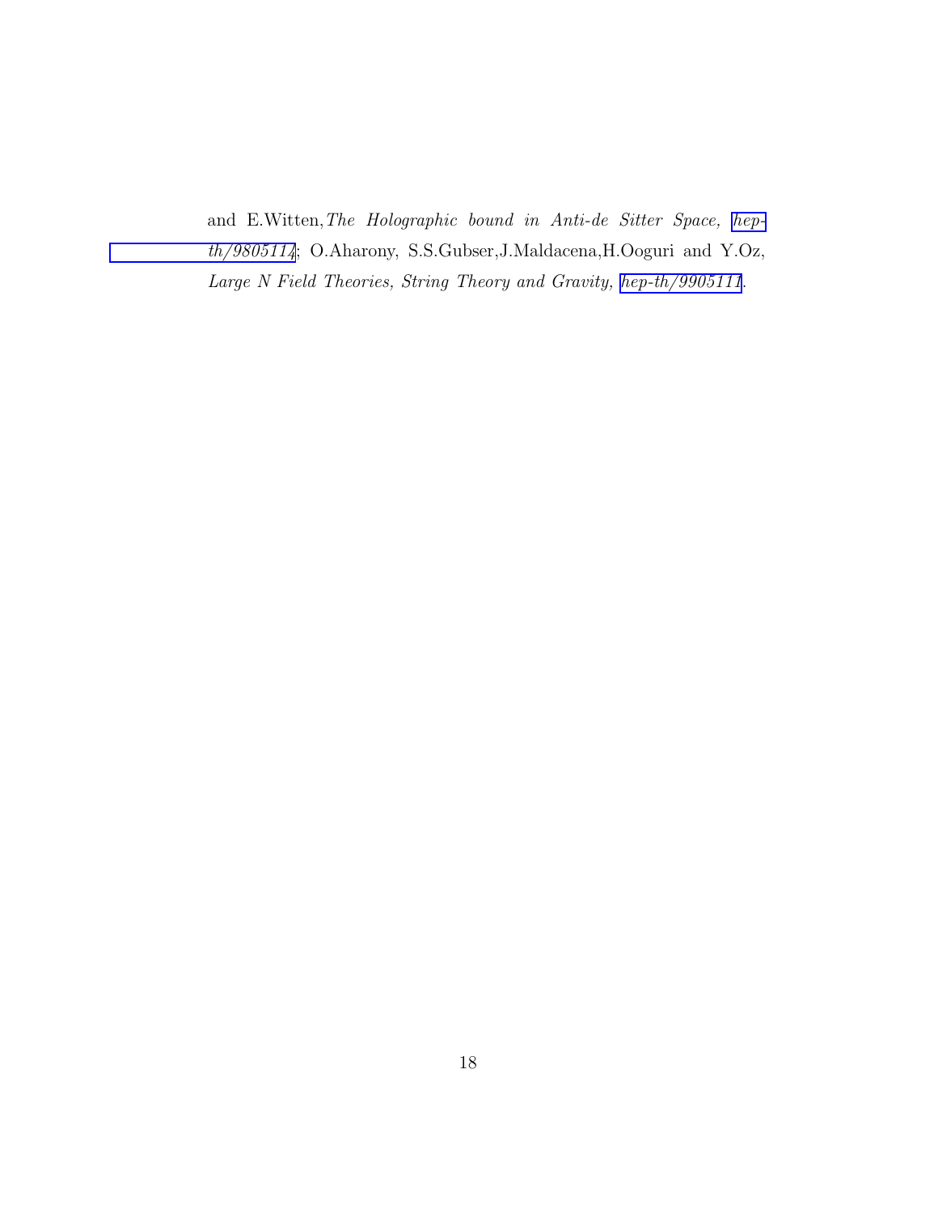and E.Witten, *The Holographic bound in Anti-de Sitter Space, hep-th/9805114*; O.Aharony, S.S.Gubser, J.Maldacena, H.Ooguri and Y.Oz, *Large N Field Theories, String Theory and Gravity, hep-th/9905111*.